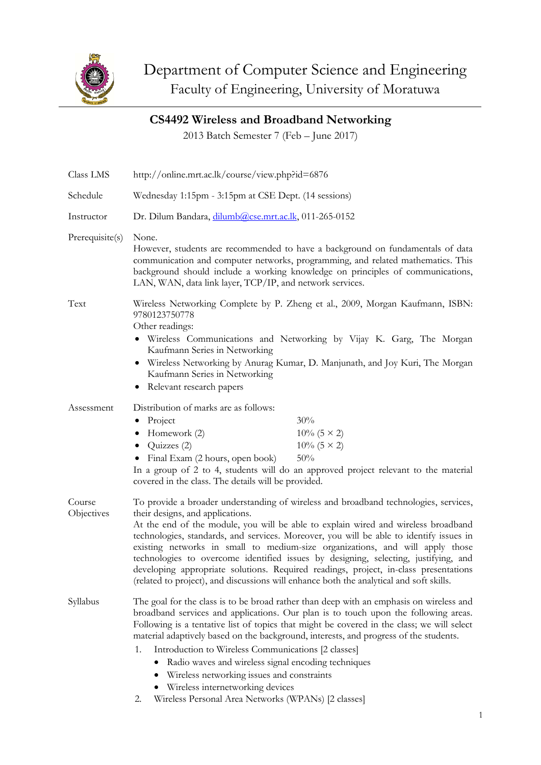# Department of Computer Science and Engineering
## Faculty of Engineering, University of Moratuwa

## CS4492 Wireless and Broadband Networking

2013 Batch Semester 7 (Feb – June 2017)

**Class LMS** http://online.mrt.ac.lk/course/view.php?id=6876

**Schedule** Wednesday 1:15pm - 3:15pm at CSE Dept. (14 sessions)

**Instructor** Dr. Dilum Bandara, dilumb@cse.mrt.ac.lk, 011-265-0152

**Prerequisite(s)** None.
However, students are recommended to have a background on fundamentals of data communication and computer networks, programming, and related mathematics. This background should include a working knowledge on principles of communications, LAN, WAN, data link layer, TCP/IP, and network services.

**Text** Wireless Networking Complete by P. Zheng et al., 2009, Morgan Kaufmann, ISBN: 9780123750778
Other readings:
- Wireless Communications and Networking by Vijay K. Garg, The Morgan Kaufmann Series in Networking
- Wireless Networking by Anurag Kumar, D. Manjunath, and Joy Kuri, The Morgan Kaufmann Series in Networking
- Relevant research papers

**Assessment** Distribution of marks are as follows:

- Project — 30%
- Homework (2) — 10% (5 × 2)
- Quizzes (2) — 10% (5 × 2)
- Final Exam (2 hours, open book) — 50%

In a group of 2 to 4, students will do an approved project relevant to the material covered in the class. The details will be provided.

**Course Objectives** To provide a broader understanding of wireless and broadband technologies, services, their designs, and applications.
At the end of the module, you will be able to explain wired and wireless broadband technologies, standards, and services. Moreover, you will be able to identify issues in existing networks in small to medium-size organizations, and will apply those technologies to overcome identified issues by designing, selecting, justifying, and developing appropriate solutions. Required readings, project, in-class presentations (related to project), and discussions will enhance both the analytical and soft skills.

**Syllabus** The goal for the class is to be broad rather than deep with an emphasis on wireless and broadband services and applications. Our plan is to touch upon the following areas. Following is a tentative list of topics that might be covered in the class; we will select material adaptively based on the background, interests, and progress of the students.

1. Introduction to Wireless Communications [2 classes]
   - Radio waves and wireless signal encoding techniques
   - Wireless networking issues and constraints
   - Wireless internetworking devices
2. Wireless Personal Area Networks (WPANs) [2 classes]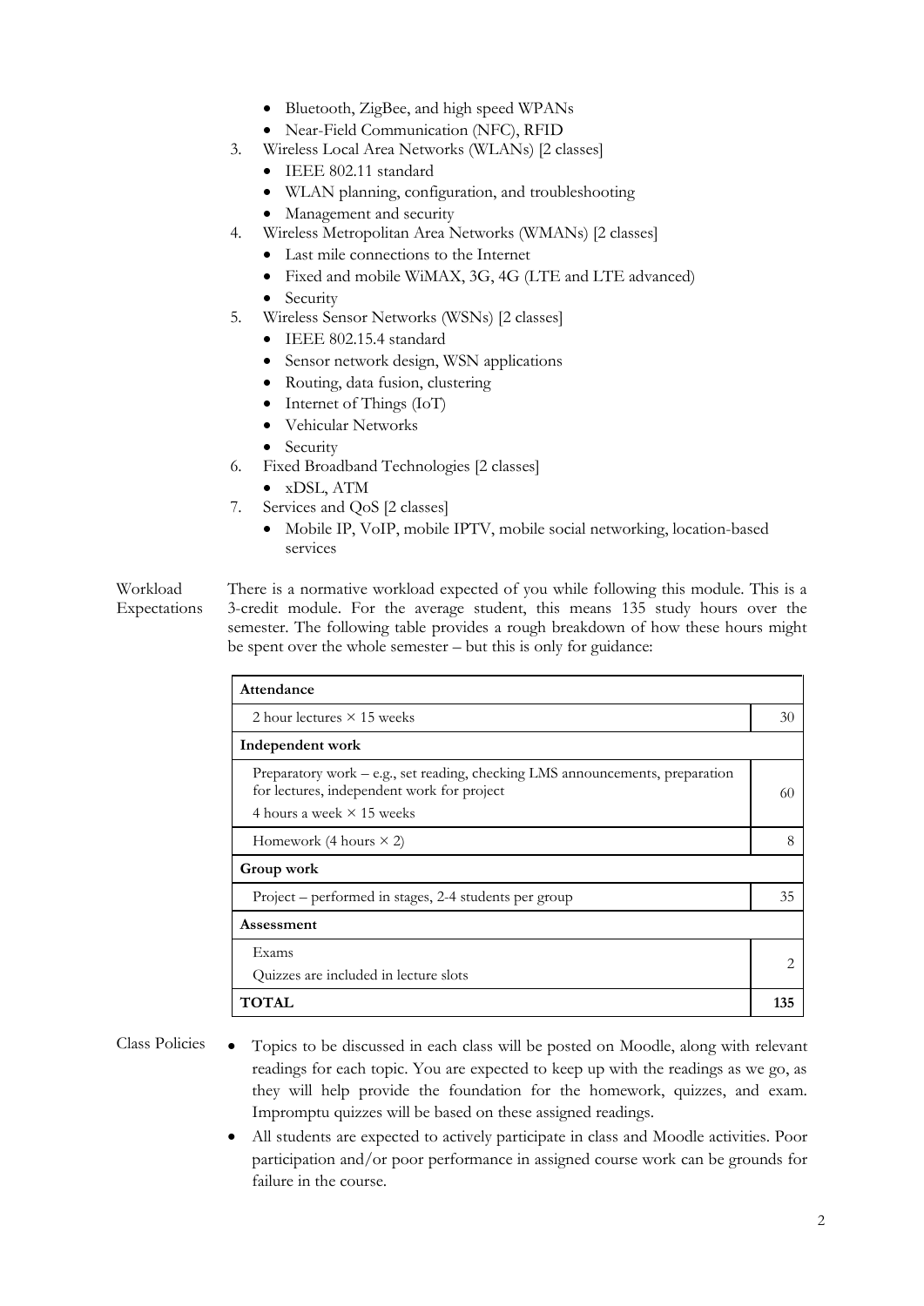- Bluetooth, ZigBee, and high speed WPANs
- Near-Field Communication (NFC), RFID

3. Wireless Local Area Networks (WLANs) [2 classes]
   - IEEE 802.11 standard
   - WLAN planning, configuration, and troubleshooting
   - Management and security
4. Wireless Metropolitan Area Networks (WMANs) [2 classes]
   - Last mile connections to the Internet
   - Fixed and mobile WiMAX, 3G, 4G (LTE and LTE advanced)
   - Security
5. Wireless Sensor Networks (WSNs) [2 classes]
   - IEEE 802.15.4 standard
   - Sensor network design, WSN applications
   - Routing, data fusion, clustering
   - Internet of Things (IoT)
   - Vehicular Networks
   - Security
6. Fixed Broadband Technologies [2 classes]
   - xDSL, ATM
7. Services and QoS [2 classes]
   - Mobile IP, VoIP, mobile IPTV, mobile social networking, location-based services

**Workload Expectations**

There is a normative workload expected of you while following this module. This is a 3-credit module. For the average student, this means 135 study hours over the semester. The following table provides a rough breakdown of how these hours might be spent over the whole semester – but this is only for guidance:

| **Attendance** | |
|---|---|
| 2 hour lectures × 15 weeks | 30 |
| **Independent work** | |
| Preparatory work – e.g., set reading, checking LMS announcements, preparation for lectures, independent work for project<br>4 hours a week × 15 weeks | 60 |
| Homework (4 hours × 2) | 8 |
| **Group work** | |
| Project – performed in stages, 2-4 students per group | 35 |
| **Assessment** | |
| Exams<br>Quizzes are included in lecture slots | 2 |
| **TOTAL** | **135** |

**Class Policies**

- Topics to be discussed in each class will be posted on Moodle, along with relevant readings for each topic. You are expected to keep up with the readings as we go, as they will help provide the foundation for the homework, quizzes, and exam. Impromptu quizzes will be based on these assigned readings.
- All students are expected to actively participate in class and Moodle activities. Poor participation and/or poor performance in assigned course work can be grounds for failure in the course.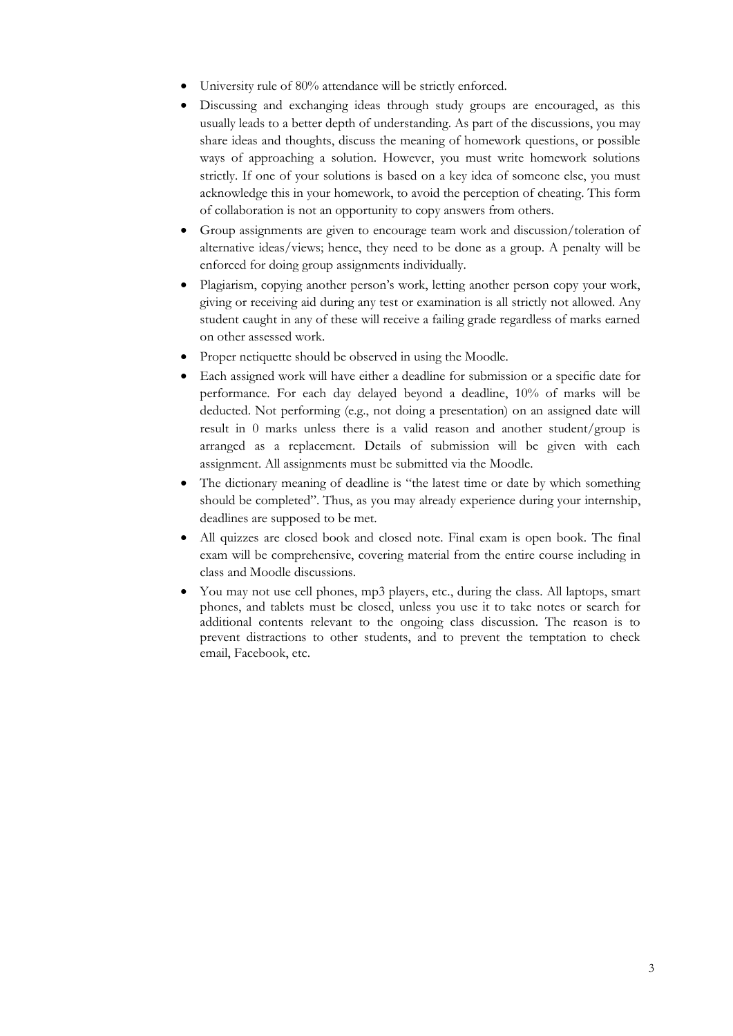- University rule of 80% attendance will be strictly enforced.
- Discussing and exchanging ideas through study groups are encouraged, as this usually leads to a better depth of understanding. As part of the discussions, you may share ideas and thoughts, discuss the meaning of homework questions, or possible ways of approaching a solution. However, you must write homework solutions strictly. If one of your solutions is based on a key idea of someone else, you must acknowledge this in your homework, to avoid the perception of cheating. This form of collaboration is not an opportunity to copy answers from others.
- Group assignments are given to encourage team work and discussion/toleration of alternative ideas/views; hence, they need to be done as a group. A penalty will be enforced for doing group assignments individually.
- Plagiarism, copying another person's work, letting another person copy your work, giving or receiving aid during any test or examination is all strictly not allowed. Any student caught in any of these will receive a failing grade regardless of marks earned on other assessed work.
- Proper netiquette should be observed in using the Moodle.
- Each assigned work will have either a deadline for submission or a specific date for performance. For each day delayed beyond a deadline, 10% of marks will be deducted. Not performing (e.g., not doing a presentation) on an assigned date will result in 0 marks unless there is a valid reason and another student/group is arranged as a replacement. Details of submission will be given with each assignment. All assignments must be submitted via the Moodle.
- The dictionary meaning of deadline is "the latest time or date by which something should be completed". Thus, as you may already experience during your internship, deadlines are supposed to be met.
- All quizzes are closed book and closed note. Final exam is open book. The final exam will be comprehensive, covering material from the entire course including in class and Moodle discussions.
- You may not use cell phones, mp3 players, etc., during the class. All laptops, smart phones, and tablets must be closed, unless you use it to take notes or search for additional contents relevant to the ongoing class discussion. The reason is to prevent distractions to other students, and to prevent the temptation to check email, Facebook, etc.